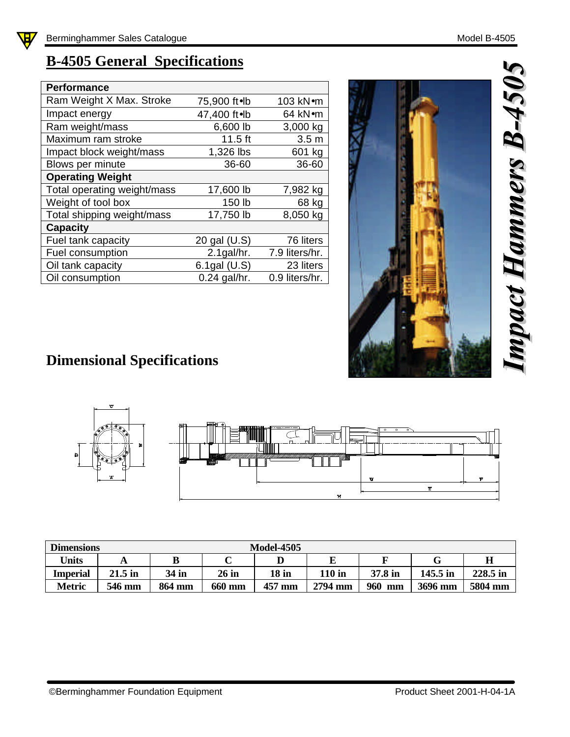# B-4505 General Specifications

| Performance | | |
|---|---|---|
| Ram Weight X Max. Stroke | 75,900 ft•lb | 103 kN•m |
| Impact energy | 47,400 ft•lb | 64 kN•m |
| Ram weight/mass | 6,600 lb | 3,000 kg |
| Maximum ram stroke | 11.5 ft | 3.5 m |
| Impact block weight/mass | 1,326 lbs | 601 kg |
| Blows per minute | 36-60 | 36-60 |
| **Operating Weight** | | |
| Total operating weight/mass | 17,600 lb | 7,982 kg |
| Weight of tool box | 150 lb | 68 kg |
| Total shipping weight/mass | 17,750 lb | 8,050 kg |
| **Capacity** | | |
| Fuel tank capacity | 20 gal (U.S) | 76 liters |
| Fuel consumption | 2.1gal/hr. | 7.9 liters/hr. |
| Oil tank capacity | 6.1gal (U.S) | 23 liters |
| Oil consumption | 0.24 gal/hr. | 0.9 liters/hr. |

***Impact Hammers B-4505***

## Dimensional Specifications

| Dimensions | Model-4505 | | | | | | | |
|---|---|---|---|---|---|---|---|---|
| **Units** | **A** | **B** | **C** | **D** | **E** | **F** | **G** | **H** |
| **Imperial** | 21.5 in | 34 in | 26 in | 18 in | 110 in | 37.8 in | 145.5 in | 228.5 in |
| **Metric** | 546 mm | 864 mm | 660 mm | 457 mm | 2794 mm | 960 mm | 3696 mm | 5804 mm |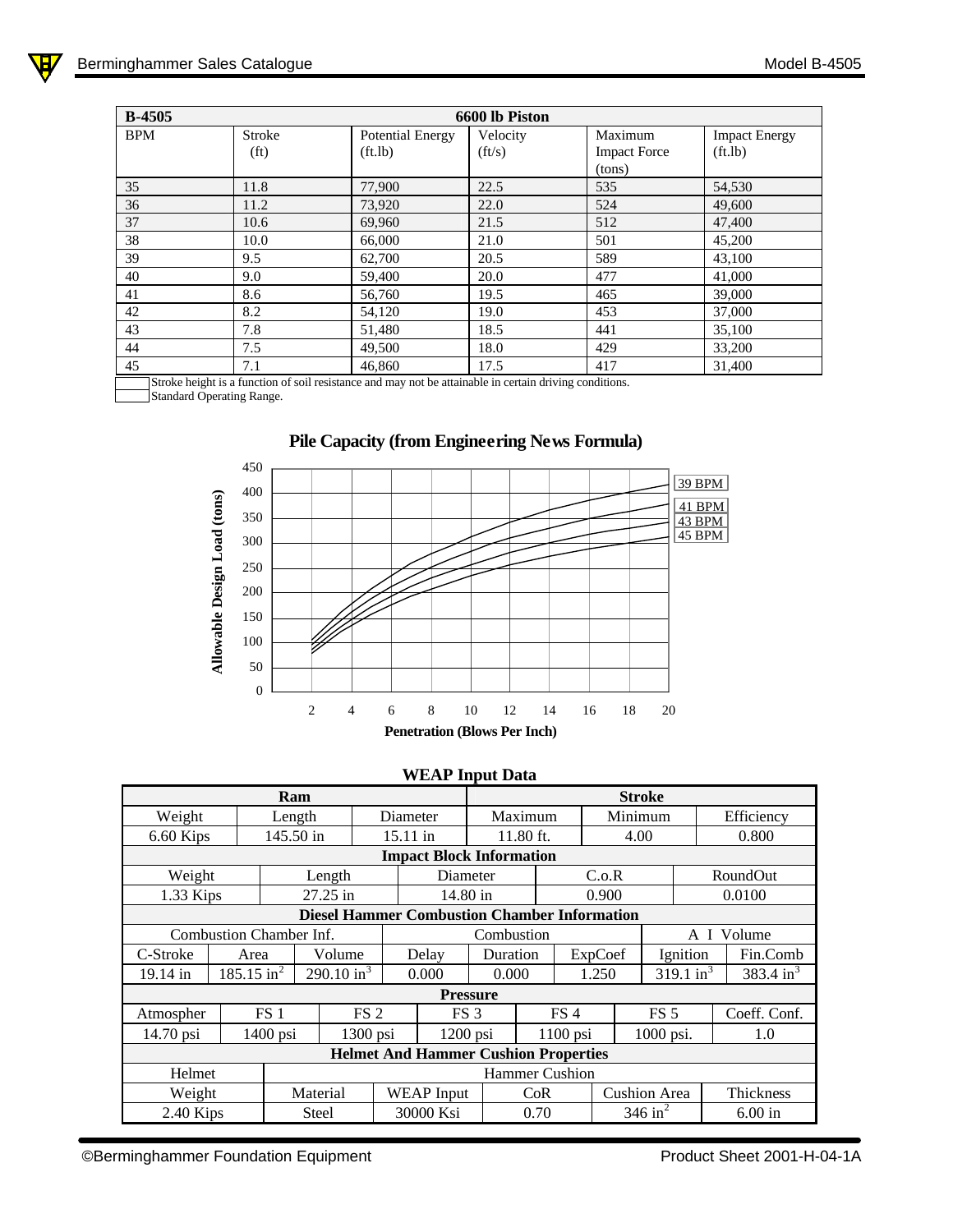| B-4505 | | 6600 lb Piston | | | |
|---|---|---|---|---|---|
| BPM | Stroke (ft) | Potential Energy (ft.lb) | Velocity (ft/s) | Maximum Impact Force (tons) | Impact Energy (ft.lb) |
| 35 | 11.8 | 77,900 | 22.5 | 535 | 54,530 |
| 36 | 11.2 | 73,920 | 22.0 | 524 | 49,600 |
| 37 | 10.6 | 69,960 | 21.5 | 512 | 47,400 |
| 38 | 10.0 | 66,000 | 21.0 | 501 | 45,200 |
| 39 | 9.5 | 62,700 | 20.5 | 589 | 43,100 |
| 40 | 9.0 | 59,400 | 20.0 | 477 | 41,000 |
| 41 | 8.6 | 56,760 | 19.5 | 465 | 39,000 |
| 42 | 8.2 | 54,120 | 19.0 | 453 | 37,000 |
| 43 | 7.8 | 51,480 | 18.5 | 441 | 35,100 |
| 44 | 7.5 | 49,500 | 18.0 | 429 | 33,200 |
| 45 | 7.1 | 46,860 | 17.5 | 417 | 31,400 |

Stroke height is a function of soil resistance and may not be attainable in certain driving conditions.
Standard Operating Range.

## Pile Capacity (from Engineering News Formula)

Allowable Design Load (tons)
0
50
100
150
200
250
300
350
400
450

Penetration (Blows Per Inch)
2 4 6 8 10 12 14 16 18 20

39 BPM
41 BPM
43 BPM
45 BPM

## WEAP Input Data

| Ram | | | Stroke | | |
|---|---|---|---|---|---|
| Weight | Length | Diameter | Maximum | Minimum | Efficiency |
| 6.60 Kips | 145.50 in | 15.11 in | 11.80 ft. | 4.00 | 0.800 |

| Impact Block Information | | | | |
|---|---|---|---|---|
| Weight | Length | Diameter | C.o.R | RoundOut |
| 1.33 Kips | 27.25 in | 14.80 in | 0.900 | 0.0100 |

| Diesel Hammer Combustion Chamber Information | | | | | | | |
|---|---|---|---|---|---|---|---|
| Combustion Chamber Inf. | | | Combustion | | | A I Volume | |
| C-Stroke | Area | Volume | Delay | Duration | ExpCoef | Ignition | Fin.Comb |
| 19.14 in | 185.15 $in^2$ | 290.10 $in^3$ | 0.000 | 0.000 | 1.250 | 319.1 $in^3$ | 383.4 $in^3$ |

| Pressure | | | | | | |
|---|---|---|---|---|---|---|
| Atmospher | FS 1 | FS 2 | FS 3 | FS 4 | FS 5 | Coeff. Conf. |
| 14.70 psi | 1400 psi | 1300 psi | 1200 psi | 1100 psi | 1000 psi. | 1.0 |

| Helmet And Hammer Cushion Properties | | | | | |
|---|---|---|---|---|---|
| Helmet | Hammer Cushion | | | | |
| Weight | Material | WEAP Input | CoR | Cushion Area | Thickness |
| 2.40 Kips | Steel | 30000 Ksi | 0.70 | 346 $in^2$ | 6.00 in |